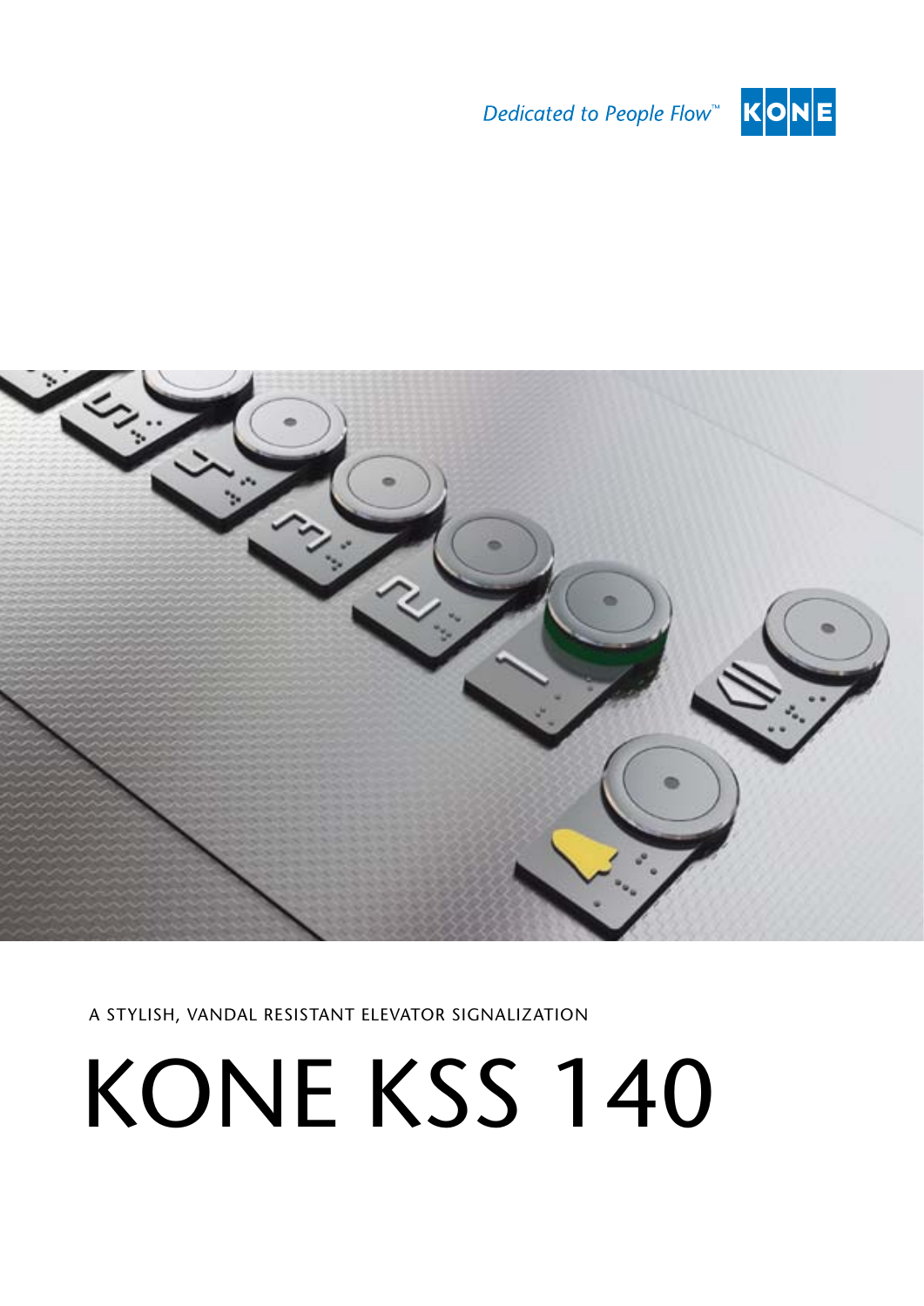*Dedicated to People Flow™* KONE

A STYLISH, VANDAL RESISTANT ELEVATOR SIGNALIZATION

# KONE KSS 140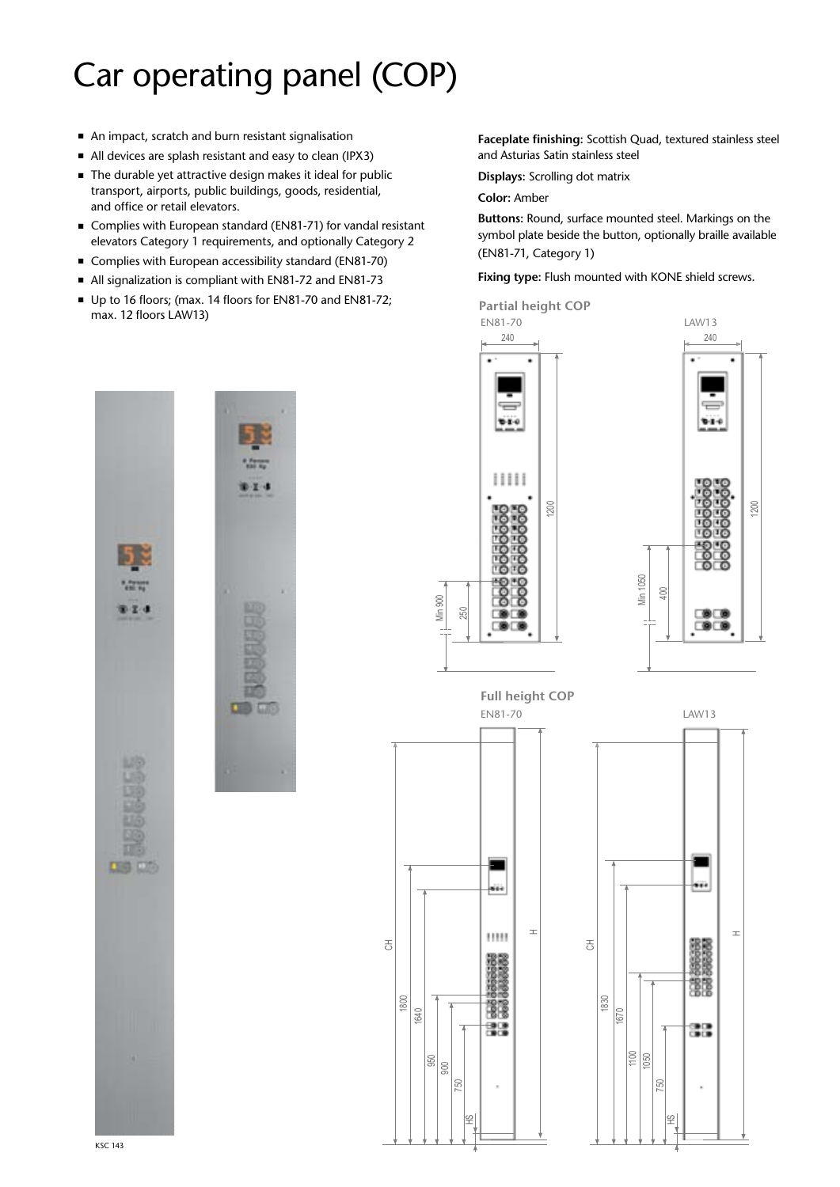# Car operating panel (COP)

- An impact, scratch and burn resistant signalisation
- All devices are splash resistant and easy to clean (IPX3)
- The durable yet attractive design makes it ideal for public transport, airports, public buildings, goods, residential, and office or retail elevators.
- Complies with European standard (EN81-71) for vandal resistant elevators Category 1 requirements, and optionally Category 2
- Complies with European accessibility standard (EN81-70)
- All signalization is compliant with EN81-72 and EN81-73
- Up to 16 floors; (max. 14 floors for EN81-70 and EN81-72; max. 12 floors LAW13)

**Faceplate finishing:** Scottish Quad, textured stainless steel and Asturias Satin stainless steel

**Displays:** Scrolling dot matrix

**Color:** Amber

**Buttons:** Round, surface mounted steel. Markings on the symbol plate beside the button, optionally braille available (EN81-71, Category 1)

**Fixing type:** Flush mounted with KONE shield screws.

### Partial height COP

EN81-70 — 240, 1200, Min 900, 250

LAW13 — 240, 1200, Min 1050, 400

### Full height COP

EN81-70 — CH, H, 1800, 1640, 950, 900, 750, HS

LAW13 — CH, H, 1830, 1670, 1100, 1050, 750, HS

KSC 143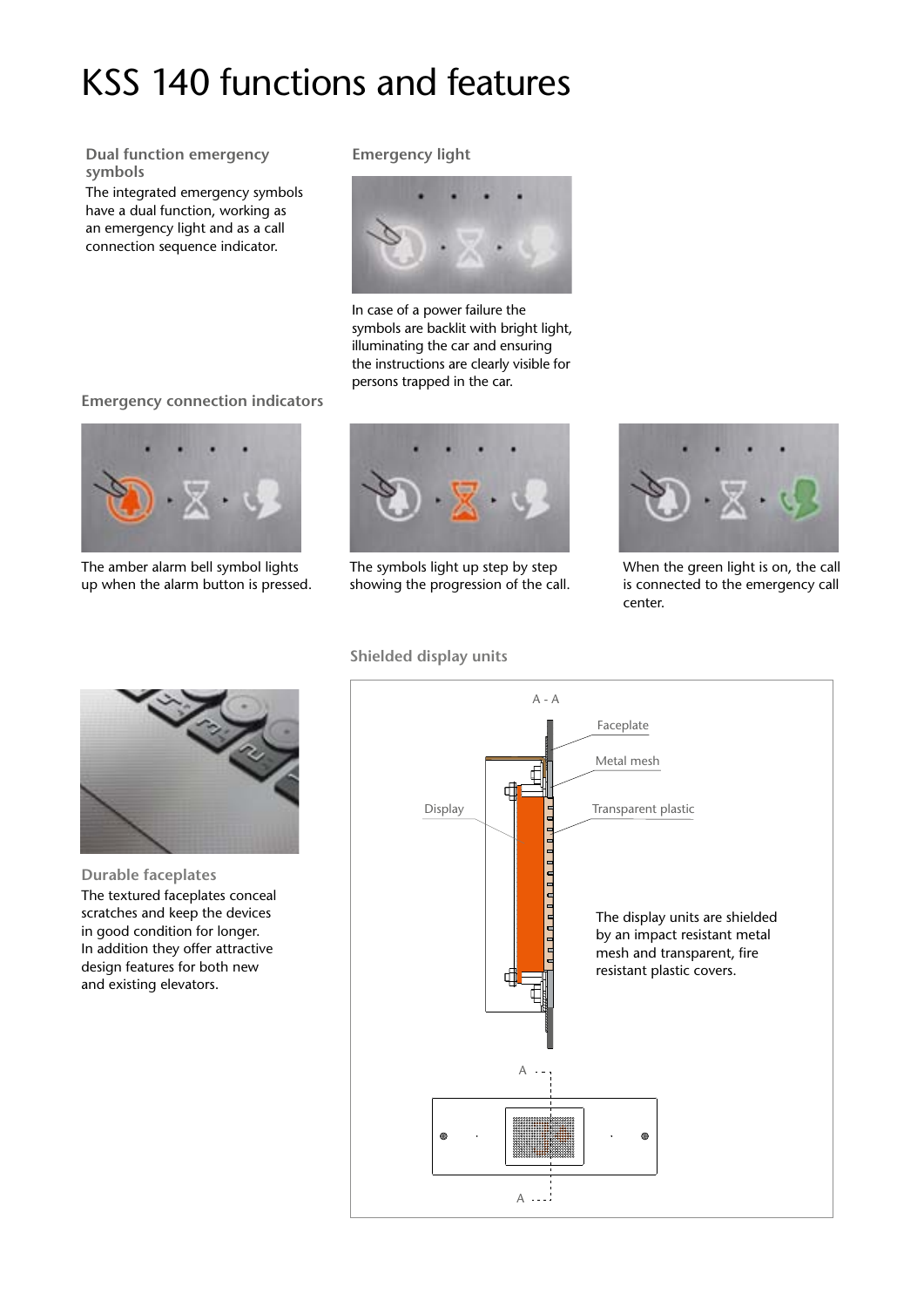# KSS 140 functions and features

### Dual function emergency symbols

The integrated emergency symbols have a dual function, working as an emergency light and as a call connection sequence indicator.

### Emergency light

In case of a power failure the symbols are backlit with bright light, illuminating the car and ensuring the instructions are clearly visible for persons trapped in the car.

### Emergency connection indicators

The amber alarm bell symbol lights up when the alarm button is pressed.

The symbols light up step by step showing the progression of the call.

When the green light is on, the call is connected to the emergency call center.

### Durable faceplates

The textured faceplates conceal scratches and keep the devices in good condition for longer. In addition they offer attractive design features for both new and existing elevators.

### Shielded display units

A - A

Faceplate

Metal mesh

Display

Transparent plastic

The display units are shielded by an impact resistant metal mesh and transparent, fire resistant plastic covers.

A

A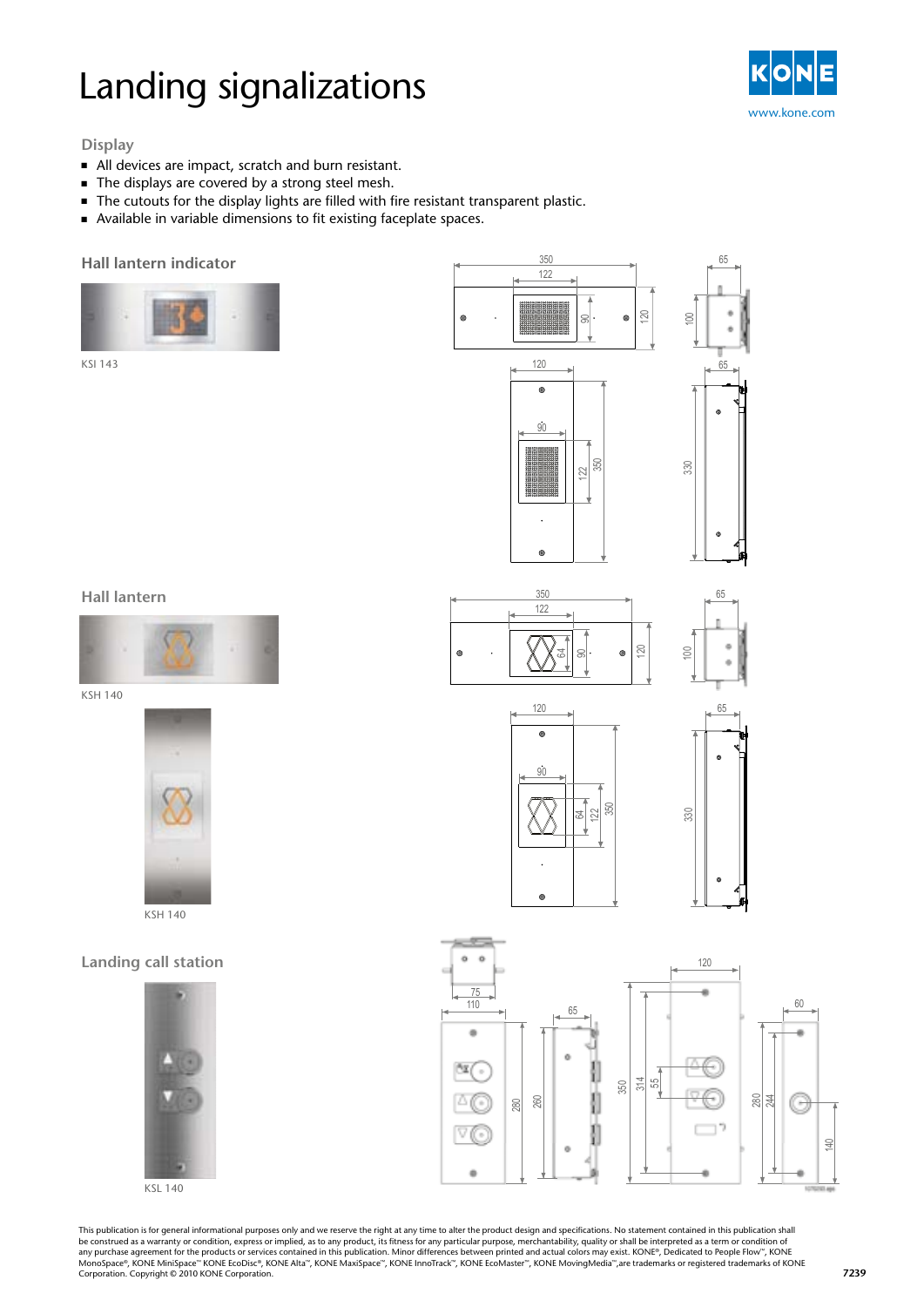# Landing signalizations

KONE
www.kone.com

## Display

- All devices are impact, scratch and burn resistant.
- The displays are covered by a strong steel mesh.
- The cutouts for the display lights are filled with fire resistant transparent plastic.
- Available in variable dimensions to fit existing faceplate spaces.

### Hall lantern indicator

KSI 143

350
122
90
120
100
65

120
90
122
350
330
65

### Hall lantern

KSH 140

KSH 140

350
122
64
90
120
100
65

120
90
64
122
350
330
65

### Landing call station

KSL 140

75
110
280
65
260
120
350
314
55
60
280
244
140

This publication is for general informational purposes only and we reserve the right at any time to alter the product design and specifications. No statement contained in this publication shall be construed as a warranty or condition, express or implied, as to any product, its fitness for any particular purpose, merchantability, quality or shall be interpreted as a term or condition of any purchase agreement for the products or services contained in this publication. Minor differences between printed and actual colors may exist. KONE®, Dedicated to People Flow™, KONE MonoSpace®, KONE MiniSpace™ KONE EcoDisc®, KONE Alta™, KONE MaxiSpace™, KONE InnoTrack™, KONE EcoMaster™, KONE MovingMedia™,are trademarks or registered trademarks of KONE Corporation. Copyright © 2010 KONE Corporation.

7239